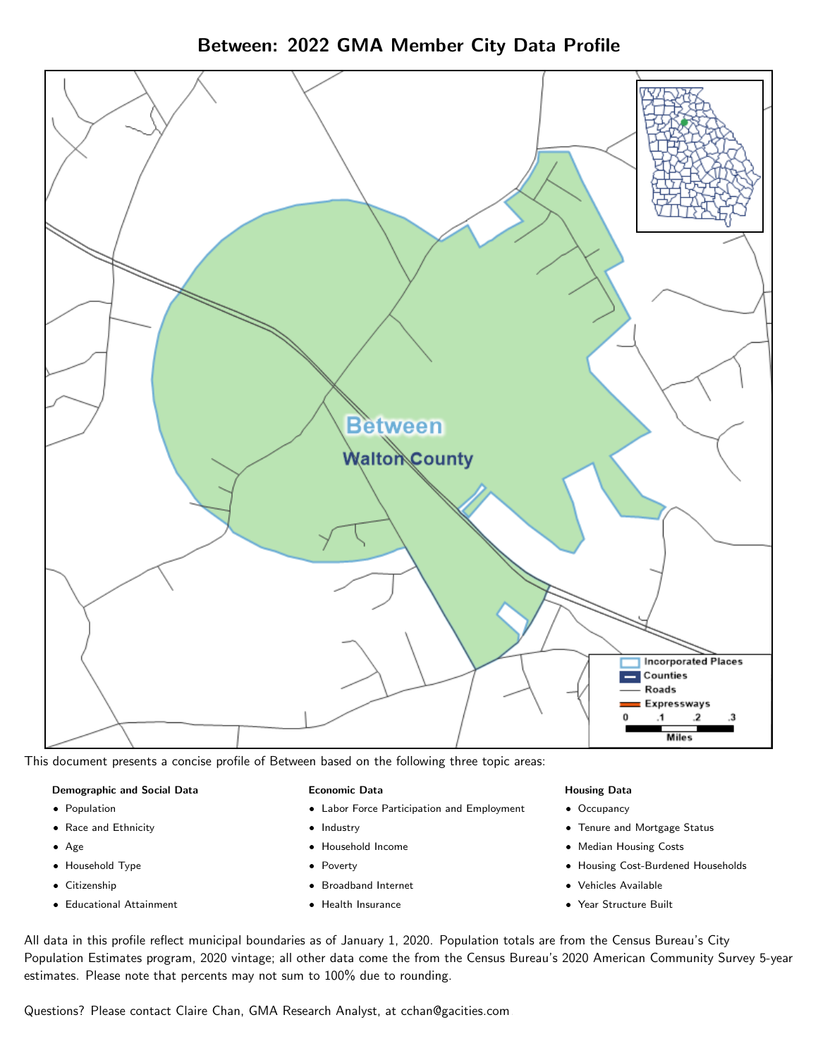# Between: 2022 GMA Member City Data Profile

This document presents a concise profile of Between based on the following three topic areas:

**Demographic and Social Data**

- Population
- Race and Ethnicity
- Age
- Household Type
- Citizenship
- Educational Attainment

**Economic Data**

- Labor Force Participation and Employment
- Industry
- Household Income
- Poverty
- Broadband Internet
- Health Insurance

**Housing Data**

- Occupancy
- Tenure and Mortgage Status
- Median Housing Costs
- Housing Cost-Burdened Households
- Vehicles Available
- Year Structure Built

All data in this profile reflect municipal boundaries as of January 1, 2020. Population totals are from the Census Bureau's City Population Estimates program, 2020 vintage; all other data come the from the Census Bureau's 2020 American Community Survey 5-year estimates. Please note that percents may not sum to 100% due to rounding.

Questions? Please contact Claire Chan, GMA Research Analyst, at cchan@gacities.com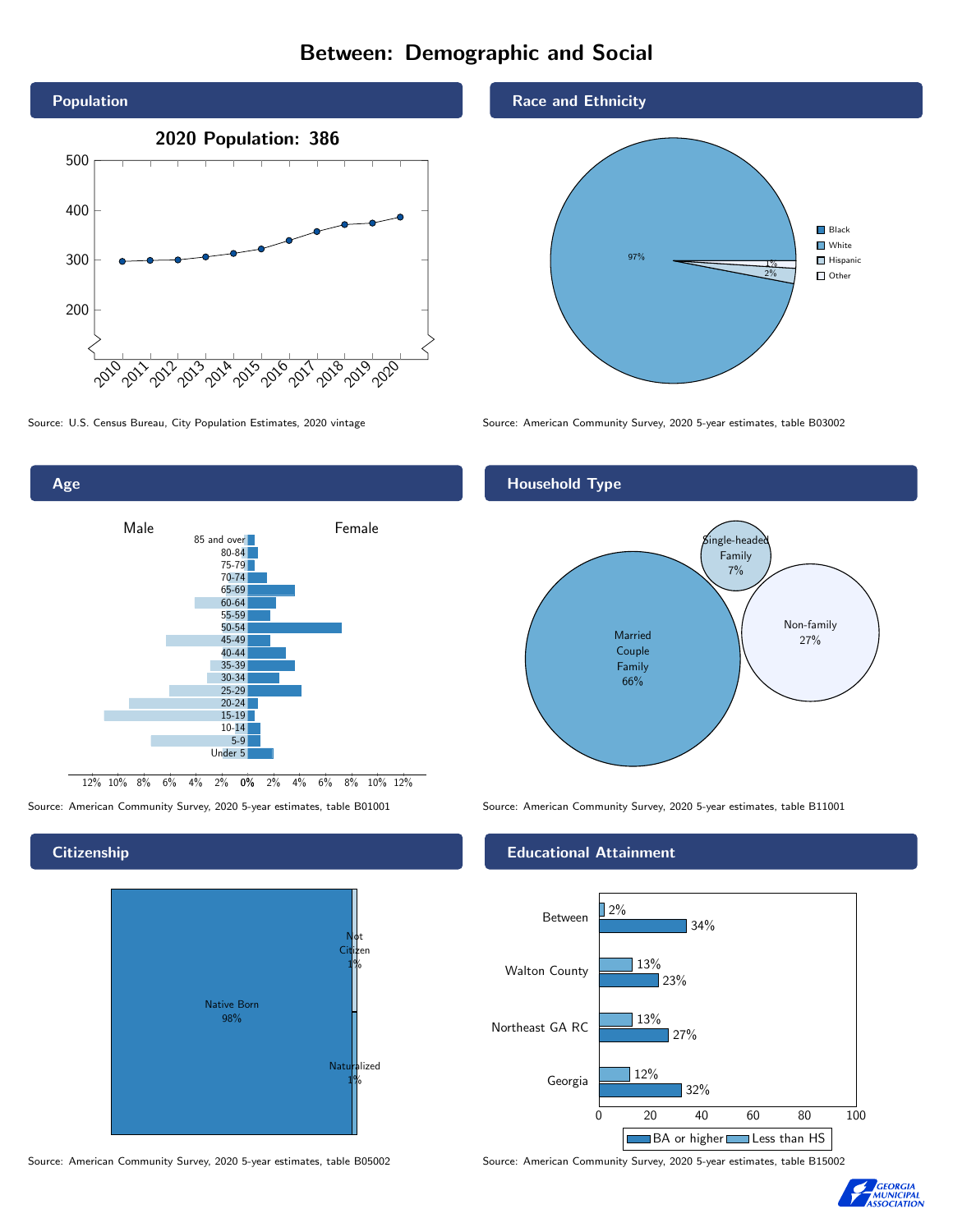# Between: Demographic and Social

## Population

2020 Population: 386

Source: U.S. Census Bureau, City Population Estimates, 2020 vintage

## Race and Ethnicity

| Race/Ethnicity | Share |
|---|---|
| White | 97% |
| Hispanic | 2% |
| Other | 1% |

Source: American Community Survey, 2020 5-year estimates, table B03002

## Age

Male / Female

Source: American Community Survey, 2020 5-year estimates, table B01001

## Household Type

| Household Type | Share |
|---|---|
| Married Couple Family | 66% |
| Non-family | 27% |
| Single-headed Family | 7% |

Source: American Community Survey, 2020 5-year estimates, table B11001

## Citizenship

| Status | Share |
|---|---|
| Native Born | 98% |
| Not Citizen | 1% |
| Naturalized | 1% |

Source: American Community Survey, 2020 5-year estimates, table B05002

## Educational Attainment

| | Less than HS | BA or higher |
|---|---|---|
| Between | 2% | 34% |
| Walton County | 13% | 23% |
| Northeast GA RC | 13% | 27% |
| Georgia | 12% | 32% |

Source: American Community Survey, 2020 5-year estimates, table B15002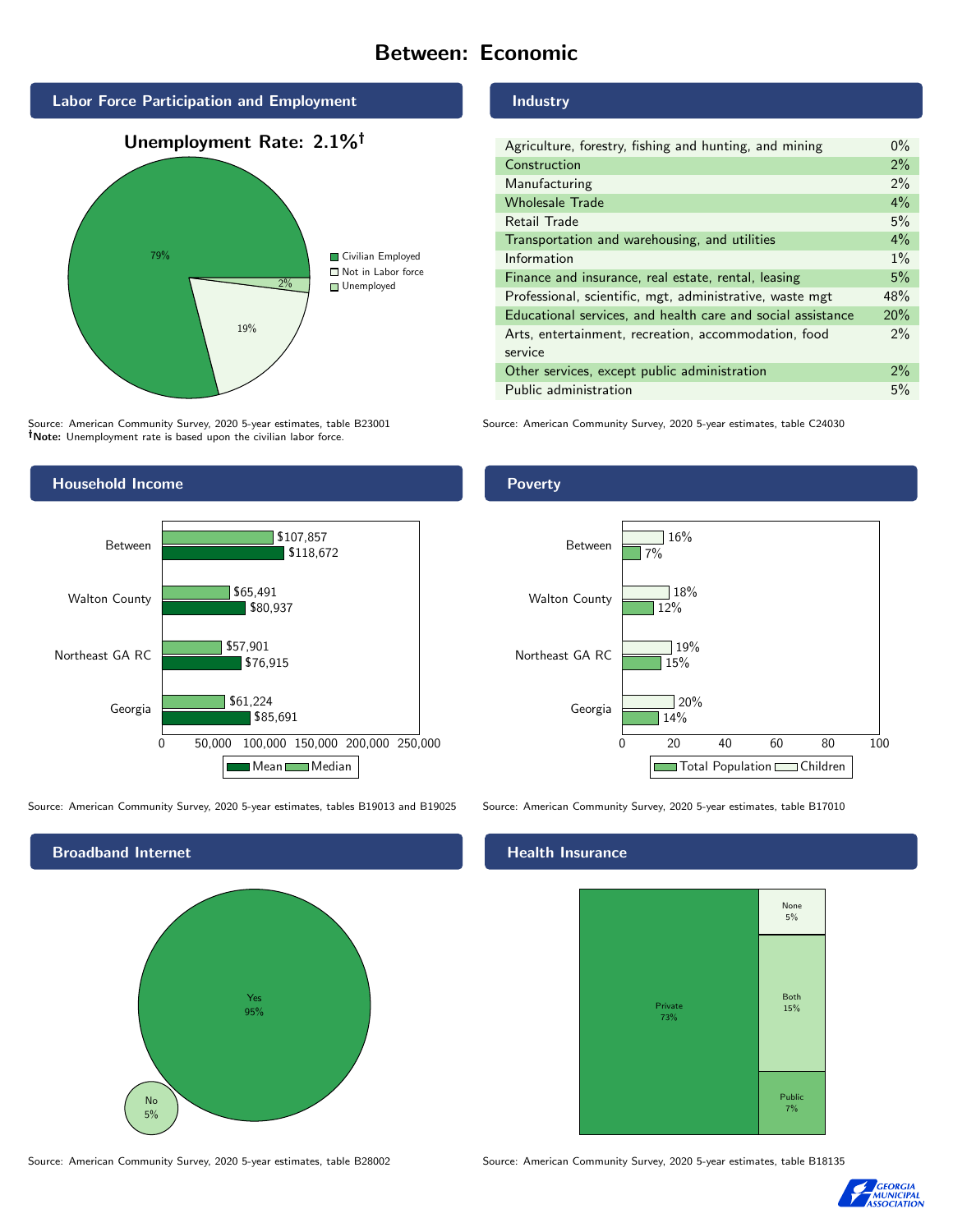# Between: Economic

## Labor Force Participation and Employment

**Unemployment Rate: 2.1%†**

| Category | Percent |
|---|---|
| Civilian Employed | 79% |
| Not in Labor force | 19% |
| Unemployed | 2% |

Source: American Community Survey, 2020 5-year estimates, table B23001
**†Note:** Unemployment rate is based upon the civilian labor force.

## Industry

| Industry | Percent |
|---|---|
| Agriculture, forestry, fishing and hunting, and mining | 0% |
| Construction | 2% |
| Manufacturing | 2% |
| Wholesale Trade | 4% |
| Retail Trade | 5% |
| Transportation and warehousing, and utilities | 4% |
| Information | 1% |
| Finance and insurance, real estate, rental, leasing | 5% |
| Professional, scientific, mgt, administrative, waste mgt | 48% |
| Educational services, and health care and social assistance | 20% |
| Arts, entertainment, recreation, accommodation, food service | 2% |
| Other services, except public administration | 2% |
| Public administration | 5% |

Source: American Community Survey, 2020 5-year estimates, table C24030

## Household Income

| Area | Median | Mean |
|---|---|---|
| Between | $107,857 | $118,672 |
| Walton County | $65,491 | $80,937 |
| Northeast GA RC | $57,901 | $76,915 |
| Georgia | $61,224 | $85,691 |

Source: American Community Survey, 2020 5-year estimates, tables B19013 and B19025

## Poverty

| Area | Children | Total Population |
|---|---|---|
| Between | 16% | 7% |
| Walton County | 18% | 12% |
| Northeast GA RC | 19% | 15% |
| Georgia | 20% | 14% |

Source: American Community Survey, 2020 5-year estimates, table B17010

## Broadband Internet

| Response | Percent |
|---|---|
| Yes | 95% |
| No | 5% |

Source: American Community Survey, 2020 5-year estimates, table B28002

## Health Insurance

| Type | Percent |
|---|---|
| Private | 73% |
| None | 5% |
| Both | 15% |
| Public | 7% |

Source: American Community Survey, 2020 5-year estimates, table B18135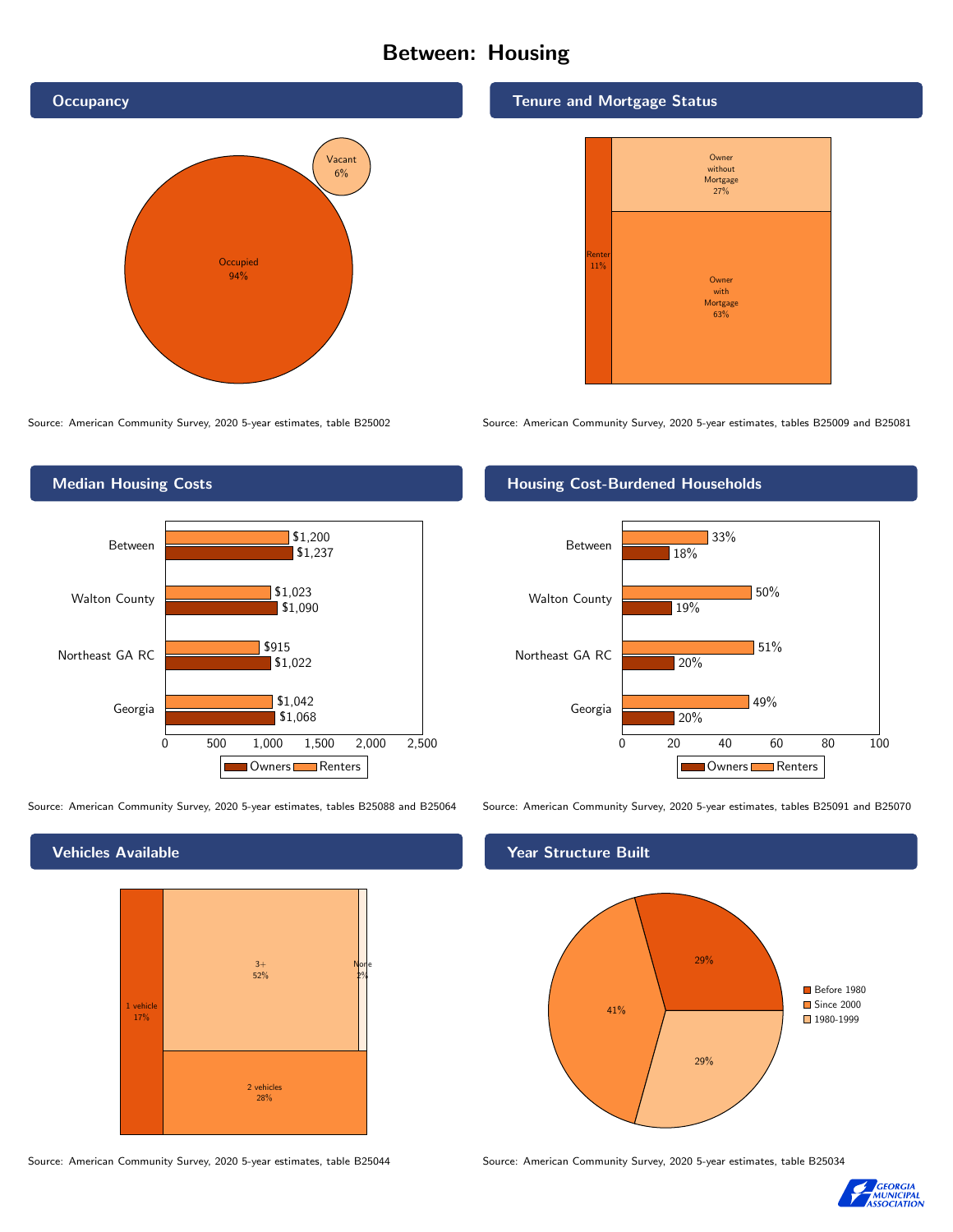# Between: Housing

## Occupancy

Vacant
6%

Occupied
94%

Source: American Community Survey, 2020 5-year estimates, table B25002

## Tenure and Mortgage Status

Renter
11%

Owner
without
Mortgage
27%

Owner
with
Mortgage
63%

Source: American Community Survey, 2020 5-year estimates, tables B25009 and B25081

## Median Housing Costs

Between
$1,200
$1,237

Walton County
$1,023
$1,090

Northeast GA RC
$915
$1,022

Georgia
$1,042
$1,068

0 500 1,000 1,500 2,000 2,500

Owners Renters

Source: American Community Survey, 2020 5-year estimates, tables B25088 and B25064

## Housing Cost-Burdened Households

Between
33%
18%

Walton County
50%
19%

Northeast GA RC
51%
20%

Georgia
49%
20%

0 20 40 60 80 100

Owners Renters

Source: American Community Survey, 2020 5-year estimates, tables B25091 and B25070

## Vehicles Available

1 vehicle
17%

3+
52%

None
2%

2 vehicles
28%

Source: American Community Survey, 2020 5-year estimates, table B25044

## Year Structure Built

29%

41%

29%

Before 1980
Since 2000
1980-1999

Source: American Community Survey, 2020 5-year estimates, table B25034